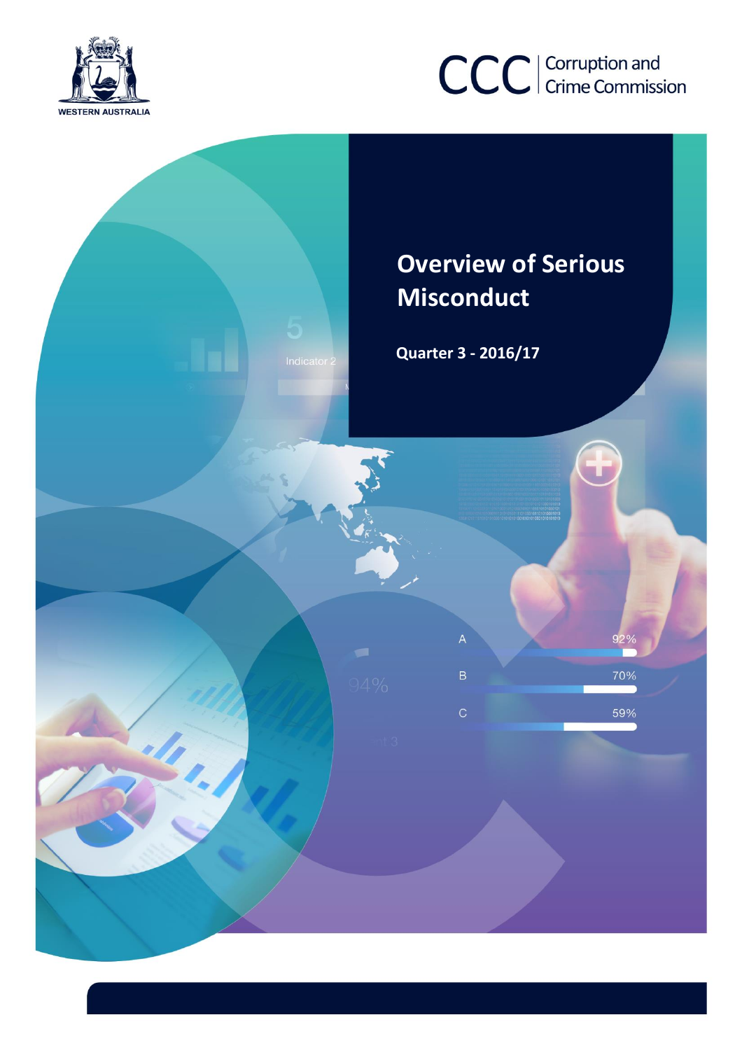WESTERN AUSTRALIA

CCC | Corruption and Crime Commission

# Overview of Serious Misconduct

**Quarter 3 - 2016/17**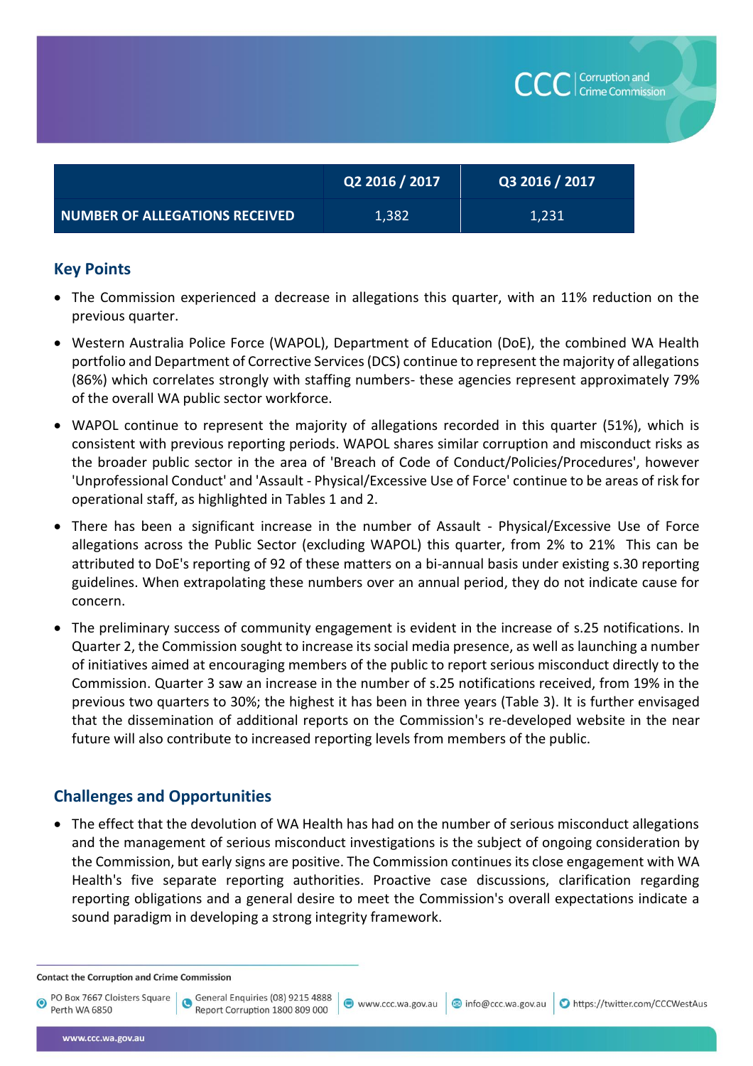| | Q2 2016 / 2017 | Q3 2016 / 2017 |
|---|---|---|
| **NUMBER OF ALLEGATIONS RECEIVED** | 1,382 | 1,231 |

## Key Points

- The Commission experienced a decrease in allegations this quarter, with an 11% reduction on the previous quarter.
- Western Australia Police Force (WAPOL), Department of Education (DoE), the combined WA Health portfolio and Department of Corrective Services (DCS) continue to represent the majority of allegations (86%) which correlates strongly with staffing numbers- these agencies represent approximately 79% of the overall WA public sector workforce.
- WAPOL continue to represent the majority of allegations recorded in this quarter (51%), which is consistent with previous reporting periods. WAPOL shares similar corruption and misconduct risks as the broader public sector in the area of 'Breach of Code of Conduct/Policies/Procedures', however 'Unprofessional Conduct' and 'Assault - Physical/Excessive Use of Force' continue to be areas of risk for operational staff, as highlighted in Tables 1 and 2.
- There has been a significant increase in the number of Assault - Physical/Excessive Use of Force allegations across the Public Sector (excluding WAPOL) this quarter, from 2% to 21% This can be attributed to DoE's reporting of 92 of these matters on a bi-annual basis under existing s.30 reporting guidelines. When extrapolating these numbers over an annual period, they do not indicate cause for concern.
- The preliminary success of community engagement is evident in the increase of s.25 notifications. In Quarter 2, the Commission sought to increase its social media presence, as well as launching a number of initiatives aimed at encouraging members of the public to report serious misconduct directly to the Commission. Quarter 3 saw an increase in the number of s.25 notifications received, from 19% in the previous two quarters to 30%; the highest it has been in three years (Table 3). It is further envisaged that the dissemination of additional reports on the Commission's re-developed website in the near future will also contribute to increased reporting levels from members of the public.

## Challenges and Opportunities

- The effect that the devolution of WA Health has had on the number of serious misconduct allegations and the management of serious misconduct investigations is the subject of ongoing consideration by the Commission, but early signs are positive. The Commission continues its close engagement with WA Health's five separate reporting authorities. Proactive case discussions, clarification regarding reporting obligations and a general desire to meet the Commission's overall expectations indicate a sound paradigm in developing a strong integrity framework.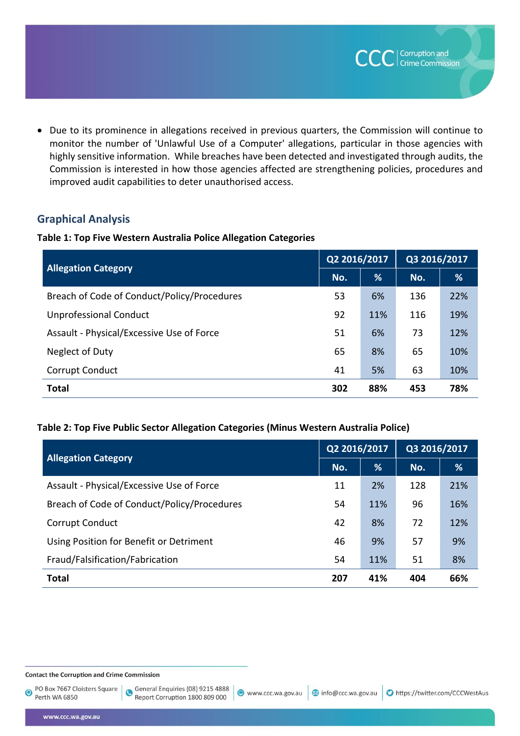- Due to its prominence in allegations received in previous quarters, the Commission will continue to monitor the number of 'Unlawful Use of a Computer' allegations, particular in those agencies with highly sensitive information. While breaches have been detected and investigated through audits, the Commission is interested in how those agencies affected are strengthening policies, procedures and improved audit capabilities to deter unauthorised access.

## Graphical Analysis

**Table 1: Top Five Western Australia Police Allegation Categories**

| Allegation Category | Q2 2016/2017 | | Q3 2016/2017 | |
|---|---|---|---|---|
| | No. | % | No. | % |
| Breach of Code of Conduct/Policy/Procedures | 53 | 6% | 136 | 22% |
| Unprofessional Conduct | 92 | 11% | 116 | 19% |
| Assault - Physical/Excessive Use of Force | 51 | 6% | 73 | 12% |
| Neglect of Duty | 65 | 8% | 65 | 10% |
| Corrupt Conduct | 41 | 5% | 63 | 10% |
| **Total** | **302** | **88%** | **453** | **78%** |

**Table 2: Top Five Public Sector Allegation Categories (Minus Western Australia Police)**

| Allegation Category | Q2 2016/2017 | | Q3 2016/2017 | |
|---|---|---|---|---|
| | No. | % | No. | % |
| Assault - Physical/Excessive Use of Force | 11 | 2% | 128 | 21% |
| Breach of Code of Conduct/Policy/Procedures | 54 | 11% | 96 | 16% |
| Corrupt Conduct | 42 | 8% | 72 | 12% |
| Using Position for Benefit or Detriment | 46 | 9% | 57 | 9% |
| Fraud/Falsification/Fabrication | 54 | 11% | 51 | 8% |
| **Total** | **207** | **41%** | **404** | **66%** |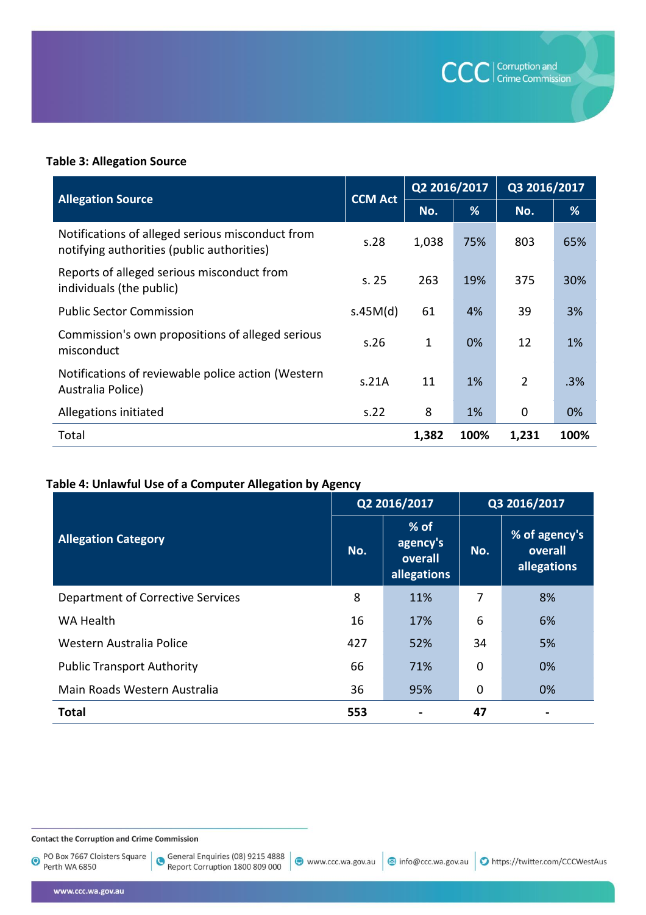**Table 3: Allegation Source**

| Allegation Source | CCM Act | Q2 2016/2017 | | Q3 2016/2017 | |
|---|---|---|---|---|---|
| | | No. | % | No. | % |
| Notifications of alleged serious misconduct from notifying authorities (public authorities) | s.28 | 1,038 | 75% | 803 | 65% |
| Reports of alleged serious misconduct from individuals (the public) | s. 25 | 263 | 19% | 375 | 30% |
| Public Sector Commission | s.45M(d) | 61 | 4% | 39 | 3% |
| Commission's own propositions of alleged serious misconduct | s.26 | 1 | 0% | 12 | 1% |
| Notifications of reviewable police action (Western Australia Police) | s.21A | 11 | 1% | 2 | .3% |
| Allegations initiated | s.22 | 8 | 1% | 0 | 0% |
| Total | | **1,382** | **100%** | **1,231** | **100%** |

**Table 4: Unlawful Use of a Computer Allegation by Agency**

| Allegation Category | Q2 2016/2017 | | Q3 2016/2017 | |
|---|---|---|---|---|
| | No. | % of agency's overall allegations | No. | % of agency's overall allegations |
| Department of Corrective Services | 8 | 11% | 7 | 8% |
| WA Health | 16 | 17% | 6 | 6% |
| Western Australia Police | 427 | 52% | 34 | 5% |
| Public Transport Authority | 66 | 71% | 0 | 0% |
| Main Roads Western Australia | 36 | 95% | 0 | 0% |
| **Total** | **553** | **-** | **47** | **-** |

**Contact the Corruption and Crime Commission**

PO Box 7667 Cloisters Square Perth WA 6850 | General Enquiries (08) 9215 4888 Report Corruption 1800 809 000 | www.ccc.wa.gov.au | info@ccc.wa.gov.au | https://twitter.com/CCCWestAus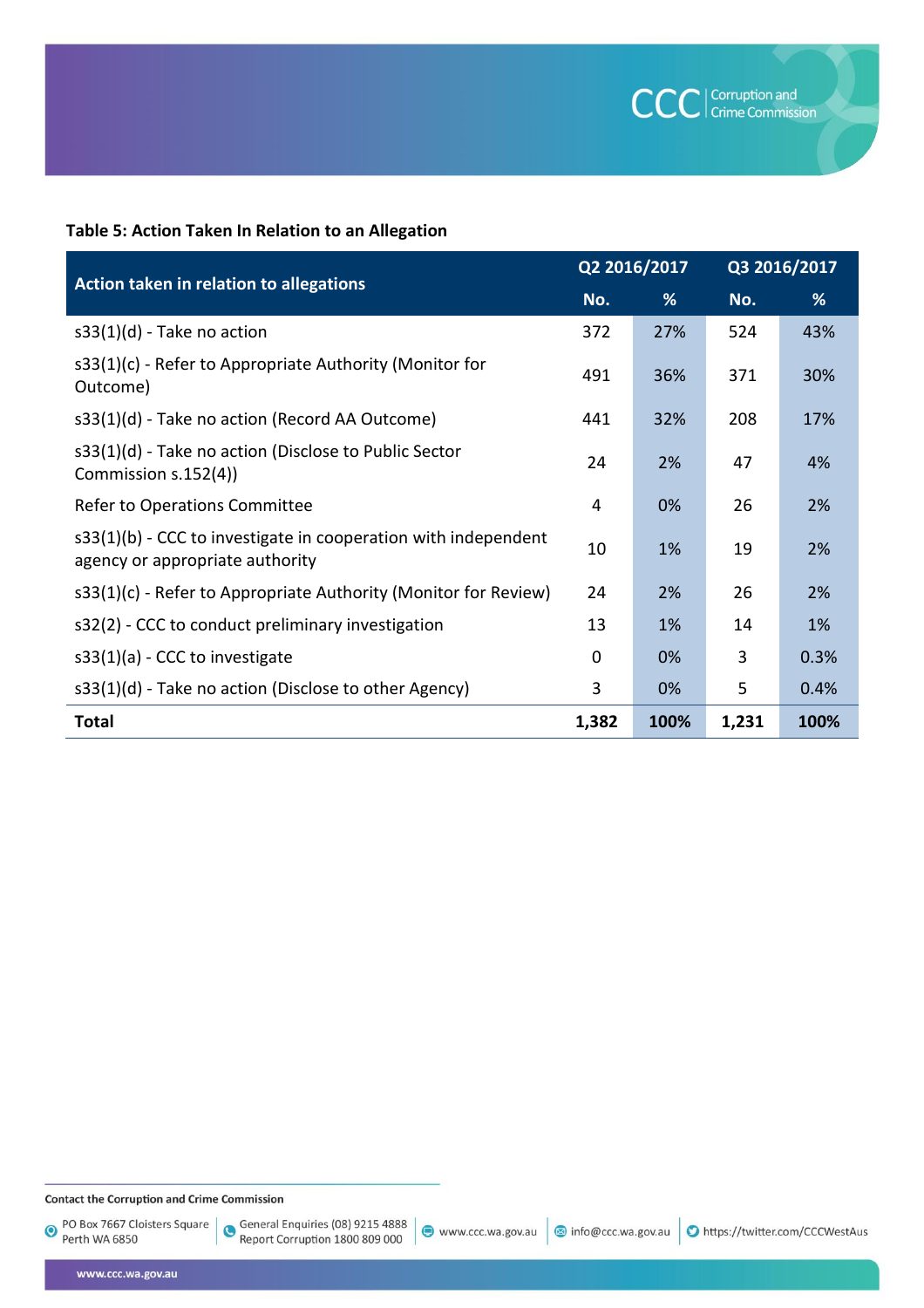**Table 5: Action Taken In Relation to an Allegation**

| Action taken in relation to allegations | Q2 2016/2017 | | Q3 2016/2017 | |
|---|---|---|---|---|
| | No. | % | No. | % |
| s33(1)(d) - Take no action | 372 | 27% | 524 | 43% |
| s33(1)(c) - Refer to Appropriate Authority (Monitor for Outcome) | 491 | 36% | 371 | 30% |
| s33(1)(d) - Take no action (Record AA Outcome) | 441 | 32% | 208 | 17% |
| s33(1)(d) - Take no action (Disclose to Public Sector Commission s.152(4)) | 24 | 2% | 47 | 4% |
| Refer to Operations Committee | 4 | 0% | 26 | 2% |
| s33(1)(b) - CCC to investigate in cooperation with independent agency or appropriate authority | 10 | 1% | 19 | 2% |
| s33(1)(c) - Refer to Appropriate Authority (Monitor for Review) | 24 | 2% | 26 | 2% |
| s32(2) - CCC to conduct preliminary investigation | 13 | 1% | 14 | 1% |
| s33(1)(a) - CCC to investigate | 0 | 0% | 3 | 0.3% |
| s33(1)(d) - Take no action (Disclose to other Agency) | 3 | 0% | 5 | 0.4% |
| **Total** | **1,382** | **100%** | **1,231** | **100%** |